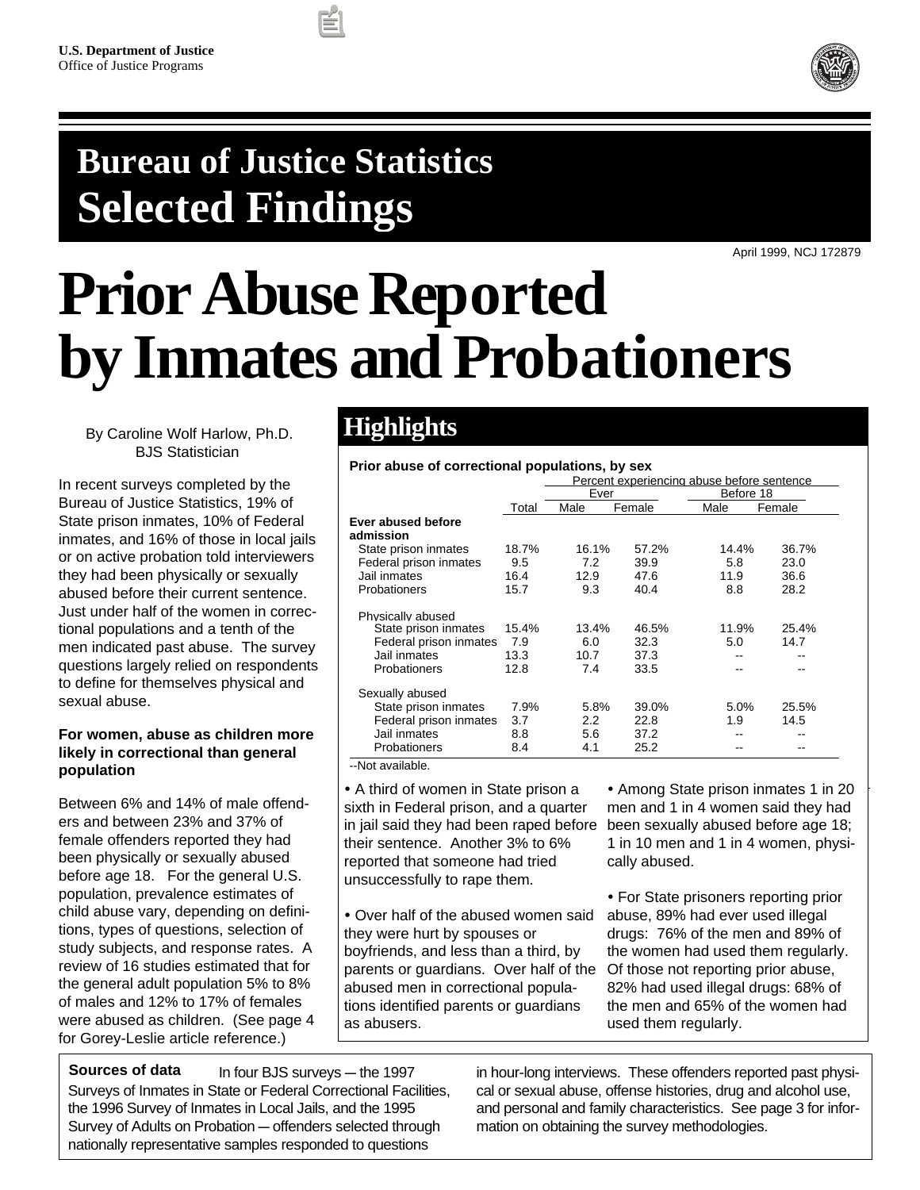U.S. Department of Justice
Office of Justice Programs

# Bureau of Justice Statistics Selected Findings

April 1999, NCJ 172879

# Prior Abuse Reported by Inmates and Probationers

By Caroline Wolf Harlow, Ph.D.
BJS Statistician

In recent surveys completed by the Bureau of Justice Statistics, 19% of State prison inmates, 10% of Federal inmates, and 16% of those in local jails or on active probation told interviewers they had been physically or sexually abused before their current sentence. Just under half of the women in correctional populations and a tenth of the men indicated past abuse. The survey questions largely relied on respondents to define for themselves physical and sexual abuse.

**For women, abuse as children more likely in correctional than general population**

Between 6% and 14% of male offenders and between 23% and 37% of female offenders reported they had been physically or sexually abused before age 18. For the general U.S. population, prevalence estimates of child abuse vary, depending on definitions, types of questions, selection of study subjects, and response rates. A review of 16 studies estimated that for the general adult population 5% to 8% of males and 12% to 17% of females were abused as children. (See page 4 for Gorey-Leslie article reference.)

## Highlights

**Prior abuse of correctional populations, by sex**

| | | Percent experiencing abuse before sentence | | | |
|---|---|---|---|---|---|
| | | Ever | | Before 18 | |
| | Total | Male | Female | Male | Female |
| **Ever abused before admission** | | | | | |
| State prison inmates | 18.7% | 16.1% | 57.2% | 14.4% | 36.7% |
| Federal prison inmates | 9.5 | 7.2 | 39.9 | 5.8 | 23.0 |
| Jail inmates | 16.4 | 12.9 | 47.6 | 11.9 | 36.6 |
| Probationers | 15.7 | 9.3 | 40.4 | 8.8 | 28.2 |
| Physically abused | | | | | |
| State prison inmates | 15.4% | 13.4% | 46.5% | 11.9% | 25.4% |
| Federal prison inmates | 7.9 | 6.0 | 32.3 | 5.0 | 14.7 |
| Jail inmates | 13.3 | 10.7 | 37.3 | -- | -- |
| Probationers | 12.8 | 7.4 | 33.5 | -- | -- |
| Sexually abused | | | | | |
| State prison inmates | 7.9% | 5.8% | 39.0% | 5.0% | 25.5% |
| Federal prison inmates | 3.7 | 2.2 | 22.8 | 1.9 | 14.5 |
| Jail inmates | 8.8 | 5.6 | 37.2 | -- | -- |
| Probationers | 8.4 | 4.1 | 25.2 | -- | -- |

--Not available.

- A third of women in State prison a sixth in Federal prison, and a quarter in jail said they had been raped before their sentence. Another 3% to 6% reported that someone had tried unsuccessfully to rape them.

- Over half of the abused women said they were hurt by spouses or boyfriends, and less than a third, by parents or guardians. Over half of the abused men in correctional populations identified parents or guardians as abusers.

- Among State prison inmates 1 in 20 men and 1 in 4 women said they had been sexually abused before age 18; 1 in 10 men and 1 in 4 women, physically abused.

- For State prisoners reporting prior abuse, 89% had ever used illegal drugs: 76% of the men and 89% of the women had used them regularly. Of those not reporting prior abuse, 82% had used illegal drugs: 68% of the men and 65% of the women had used them regularly.

**Sources of data** In four BJS surveys — the 1997 Surveys of Inmates in State or Federal Correctional Facilities, the 1996 Survey of Inmates in Local Jails, and the 1995 Survey of Adults on Probation — offenders selected through nationally representative samples responded to questions in hour-long interviews. These offenders reported past physical or sexual abuse, offense histories, drug and alcohol use, and personal and family characteristics. See page 3 for information on obtaining the survey methodologies.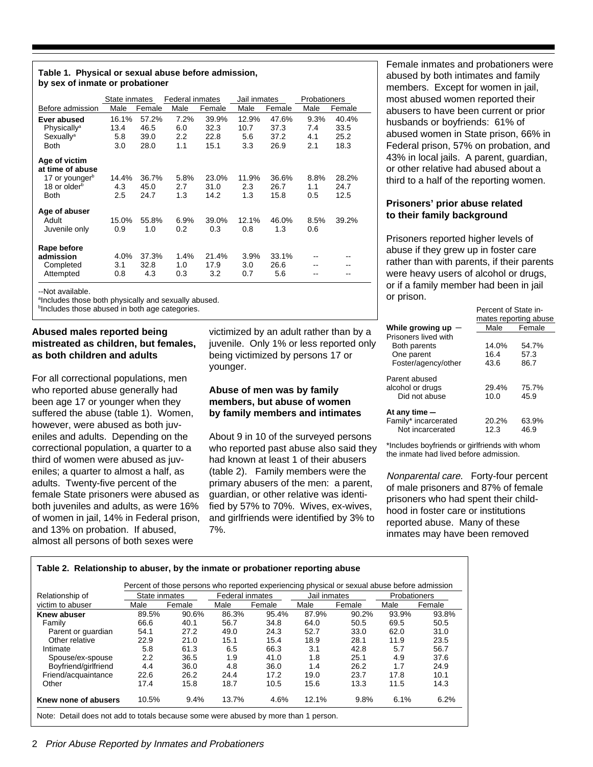**Table 1. Physical or sexual abuse before admission, by sex of inmate or probationer**

| Before admission | State inmates | | Federal inmates | | Jail inmates | | Probationers | |
|---|---|---|---|---|---|---|---|---|
| | Male | Female | Male | Female | Male | Female | Male | Female |
| **Ever abused** | 16.1% | 57.2% | 7.2% | 39.9% | 12.9% | 47.6% | 9.3% | 40.4% |
| Physically[a] | 13.4 | 46.5 | 6.0 | 32.3 | 10.7 | 37.3 | 7.4 | 33.5 |
| Sexually[a] | 5.8 | 39.0 | 2.2 | 22.8 | 5.6 | 37.2 | 4.1 | 25.2 |
| Both | 3.0 | 28.0 | 1.1 | 15.1 | 3.3 | 26.9 | 2.1 | 18.3 |
| **Age of victim at time of abuse** | | | | | | | | |
| 17 or younger[b] | 14.4% | 36.7% | 5.8% | 23.0% | 11.9% | 36.6% | 8.8% | 28.2% |
| 18 or older[b] | 4.3 | 45.0 | 2.7 | 31.0 | 2.3 | 26.7 | 1.1 | 24.7 |
| Both | 2.5 | 24.7 | 1.3 | 14.2 | 1.3 | 15.8 | 0.5 | 12.5 |
| **Age of abuser** | | | | | | | | |
| Adult | 15.0% | 55.8% | 6.9% | 39.0% | 12.1% | 46.0% | 8.5% | 39.2% |
| Juvenile only | 0.9 | 1.0 | 0.2 | 0.3 | 0.8 | 1.3 | 0.6 | |
| **Rape before admission** | 4.0% | 37.3% | 1.4% | 21.4% | 3.9% | 33.1% | -- | -- |
| Completed | 3.1 | 32.8 | 1.0 | 17.9 | 3.0 | 26.6 | -- | -- |
| Attempted | 0.8 | 4.3 | 0.3 | 3.2 | 0.7 | 5.6 | -- | -- |

--Not available.
[a]Includes those both physically and sexually abused.
[b]Includes those abused in both age categories.

## Abused males reported being mistreated as children, but females, as both children and adults

For all correctional populations, men who reported abuse generally had been age 17 or younger when they suffered the abuse (table 1). Women, however, were abused as both juveniles and adults. Depending on the correctional population, a quarter to a third of women were abused as juveniles; a quarter to almost a half, as adults. Twenty-five percent of the female State prisoners were abused as both juveniles and adults, as were 16% of women in jail, 14% in Federal prison, and 13% on probation. If abused, almost all persons of both sexes were victimized by an adult rather than by a juvenile. Only 1% or less reported only being victimized by persons 17 or younger.

## Abuse of men was by family members, but abuse of women by family members and intimates

About 9 in 10 of the surveyed persons who reported past abuse also said they had known at least 1 of their abusers (table 2). Family members were the primary abusers of the men: a parent, guardian, or other relative was identified by 57% to 70%. Wives, ex-wives, and girlfriends were identified by 3% to 7%.

Female inmates and probationers were abused by both intimates and family members. Except for women in jail, most abused women reported their abusers to have been current or prior husbands or boyfriends: 61% of abused women in State prison, 66% in Federal prison, 57% on probation, and 43% in local jails. A parent, guardian, or other relative had abused about a third to a half of the reporting women.

## Prisoners' prior abuse related to their family background

Prisoners reported higher levels of abuse if they grew up in foster care rather than with parents, if their parents were heavy users of alcohol or drugs, or if a family member had been in jail or prison.

| | Percent of State inmates reporting abuse | |
|---|---|---|
| **While growing up —** | Male | Female |
| Prisoners lived with | | |
| Both parents | 14.0% | 54.7% |
| One parent | 16.4 | 57.3 |
| Foster/agency/other | 43.6 | 86.7 |
| Parent abused alcohol or drugs | 29.4% | 75.7% |
| Did not abuse | 10.0 | 45.9 |
| **At any time —** | | |
| Family* incarcerated | 20.2% | 63.9% |
| Not incarcerated | 12.3 | 46.9 |

*Includes boyfriends or girlfriends with whom the inmate had lived before admission.

*Nonparental care.* Forty-four percent of male prisoners and 87% of female prisoners who had spent their childhood in foster care or institutions reported abuse. Many of these inmates may have been removed

**Table 2. Relationship to abuser, by the inmate or probationer reporting abuse**

| Relationship of victim to abuser | State inmates | | Federal inmates | | Jail inmates | | Probationers | |
|---|---|---|---|---|---|---|---|---|
| | Percent of those persons who reported experiencing physical or sexual abuse before admission | | | | | | | |
| | Male | Female | Male | Female | Male | Female | Male | Female |
| **Knew abuser** | 89.5% | 90.6% | 86.3% | 95.4% | 87.9% | 90.2% | 93.9% | 93.8% |
| Family | 66.6 | 40.1 | 56.7 | 34.8 | 64.0 | 50.5 | 69.5 | 50.5 |
| Parent or guardian | 54.1 | 27.2 | 49.0 | 24.3 | 52.7 | 33.0 | 62.0 | 31.0 |
| Other relative | 22.9 | 21.0 | 15.1 | 15.4 | 18.9 | 28.1 | 11.9 | 23.5 |
| Intimate | 5.8 | 61.3 | 6.5 | 66.3 | 3.1 | 42.8 | 5.7 | 56.7 |
| Spouse/ex-spouse | 2.2 | 36.5 | 1.9 | 41.0 | 1.8 | 25.1 | 4.9 | 37.6 |
| Boyfriend/girlfriend | 4.4 | 36.0 | 4.8 | 36.0 | 1.4 | 26.2 | 1.7 | 24.9 |
| Friend/acquaintance | 22.6 | 26.2 | 24.4 | 17.2 | 19.0 | 23.7 | 17.8 | 10.1 |
| Other | 17.4 | 15.8 | 18.7 | 10.5 | 15.6 | 13.3 | 11.5 | 14.3 |
| **Knew none of abusers** | 10.5% | 9.4% | 13.7% | 4.6% | 12.1% | 9.8% | 6.1% | 6.2% |

Note: Detail does not add to totals because some were abused by more than 1 person.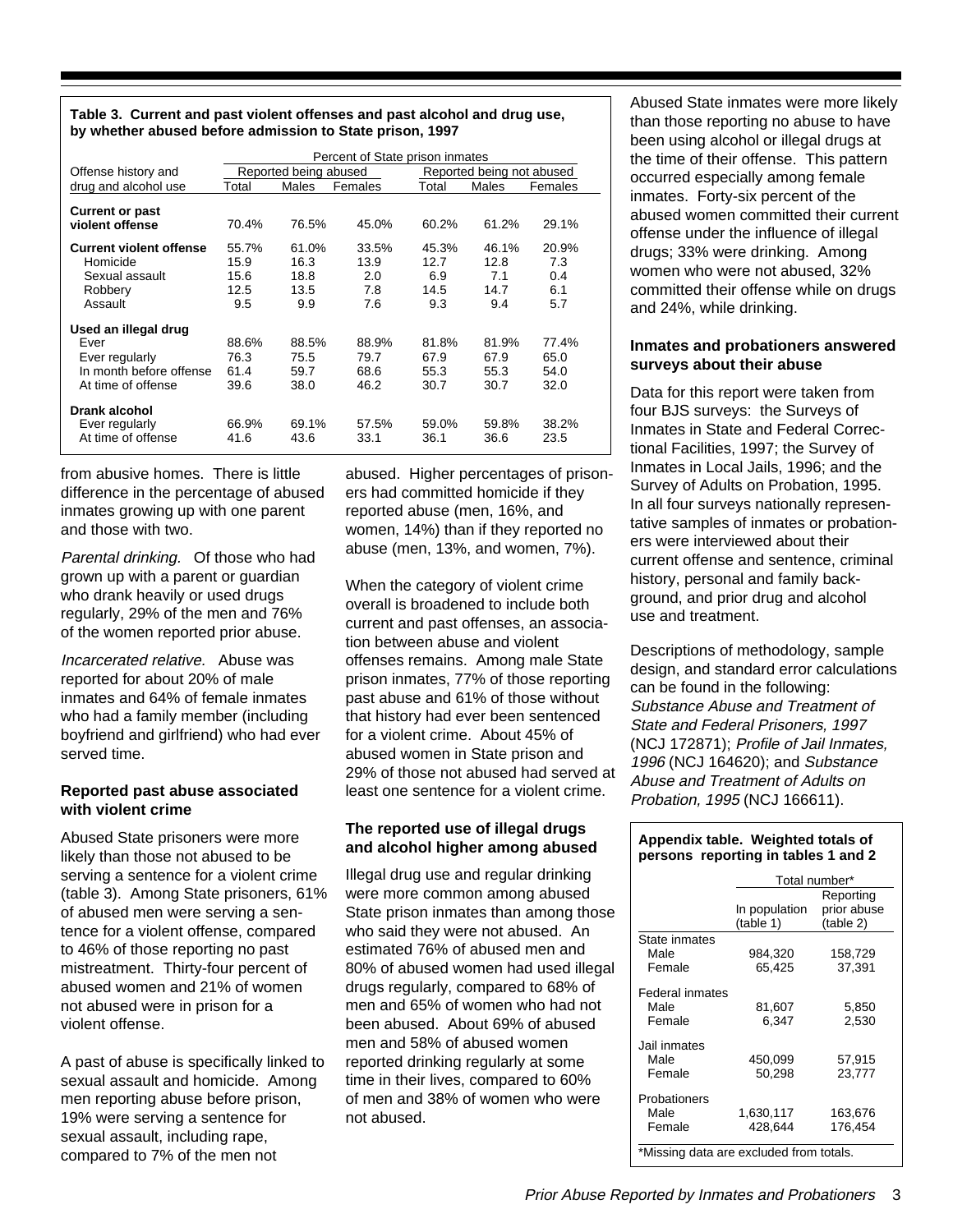**Table 3. Current and past violent offenses and past alcohol and drug use, by whether abused before admission to State prison, 1997**

| Offense history and drug and alcohol use | Percent of State prison inmates | | | | | |
|---|---|---|---|---|---|---|
| | Reported being abused | | | Reported being not abused | | |
| | Total | Males | Females | Total | Males | Females |
| **Current or past violent offense** | 70.4% | 76.5% | 45.0% | 60.2% | 61.2% | 29.1% |
| **Current violent offense** | 55.7% | 61.0% | 33.5% | 45.3% | 46.1% | 20.9% |
| Homicide | 15.9 | 16.3 | 13.9 | 12.7 | 12.8 | 7.3 |
| Sexual assault | 15.6 | 18.8 | 2.0 | 6.9 | 7.1 | 0.4 |
| Robbery | 12.5 | 13.5 | 7.8 | 14.5 | 14.7 | 6.1 |
| Assault | 9.5 | 9.9 | 7.6 | 9.3 | 9.4 | 5.7 |
| **Used an illegal drug** | | | | | | |
| Ever | 88.6% | 88.5% | 88.9% | 81.8% | 81.9% | 77.4% |
| Ever regularly | 76.3 | 75.5 | 79.7 | 67.9 | 67.9 | 65.0 |
| In month before offense | 61.4 | 59.7 | 68.6 | 55.3 | 55.3 | 54.0 |
| At time of offense | 39.6 | 38.0 | 46.2 | 30.7 | 30.7 | 32.0 |
| **Drank alcohol** | | | | | | |
| Ever regularly | 66.9% | 69.1% | 57.5% | 59.0% | 59.8% | 38.2% |
| At time of offense | 41.6 | 43.6 | 33.1 | 36.1 | 36.6 | 23.5 |

from abusive homes. There is little difference in the percentage of abused inmates growing up with one parent and those with two.

*Parental drinking.* Of those who had grown up with a parent or guardian who drank heavily or used drugs regularly, 29% of the men and 76% of the women reported prior abuse.

*Incarcerated relative.* Abuse was reported for about 20% of male inmates and 64% of female inmates who had a family member (including boyfriend and girlfriend) who had ever served time.

### Reported past abuse associated with violent crime

Abused State prisoners were more likely than those not abused to be serving a sentence for a violent crime (table 3). Among State prisoners, 61% of abused men were serving a sentence for a violent offense, compared to 46% of those reporting no past mistreatment. Thirty-four percent of abused women and 21% of women not abused were in prison for a violent offense.

A past of abuse is specifically linked to sexual assault and homicide. Among men reporting abuse before prison, 19% were serving a sentence for sexual assault, including rape, compared to 7% of the men not abused. Higher percentages of prisoners had committed homicide if they reported abuse (men, 16%, and women, 14%) than if they reported no abuse (men, 13%, and women, 7%).

When the category of violent crime overall is broadened to include both current and past offenses, an association between abuse and violent offenses remains. Among male State prison inmates, 77% of those reporting past abuse and 61% of those without that history had ever been sentenced for a violent crime. About 45% of abused women in State prison and 29% of those not abused had served at least one sentence for a violent crime.

### The reported use of illegal drugs and alcohol higher among abused

Illegal drug use and regular drinking were more common among abused State prison inmates than among those who said they were not abused. An estimated 76% of abused men and 80% of abused women had used illegal drugs regularly, compared to 68% of men and 65% of women who had not been abused. About 69% of abused men and 58% of abused women reported drinking regularly at some time in their lives, compared to 60% of men and 38% of women who were not abused.

Abused State inmates were more likely than those reporting no abuse to have been using alcohol or illegal drugs at the time of their offense. This pattern occurred especially among female inmates. Forty-six percent of the abused women committed their current offense under the influence of illegal drugs; 33% were drinking. Among women who were not abused, 32% committed their offense while on drugs and 24%, while drinking.

### Inmates and probationers answered surveys about their abuse

Data for this report were taken from four BJS surveys: the Surveys of Inmates in State and Federal Correctional Facilities, 1997; the Survey of Inmates in Local Jails, 1996; and the Survey of Adults on Probation, 1995. In all four surveys nationally representative samples of inmates or probationers were interviewed about their current offense and sentence, criminal history, personal and family background, and prior drug and alcohol use and treatment.

Descriptions of methodology, sample design, and standard error calculations can be found in the following: *Substance Abuse and Treatment of State and Federal Prisoners, 1997* (NCJ 172871); *Profile of Jail Inmates, 1996* (NCJ 164620); and *Substance Abuse and Treatment of Adults on Probation, 1995* (NCJ 166611).

**Appendix table. Weighted totals of persons reporting in tables 1 and 2**

| | Total number* | |
|---|---|---|
| | In population (table 1) | Reporting prior abuse (table 2) |
| State inmates | | |
| Male | 984,320 | 158,729 |
| Female | 65,425 | 37,391 |
| Federal inmates | | |
| Male | 81,607 | 5,850 |
| Female | 6,347 | 2,530 |
| Jail inmates | | |
| Male | 450,099 | 57,915 |
| Female | 50,298 | 23,777 |
| Probationers | | |
| Male | 1,630,117 | 163,676 |
| Female | 428,644 | 176,454 |

*Missing data are excluded from totals.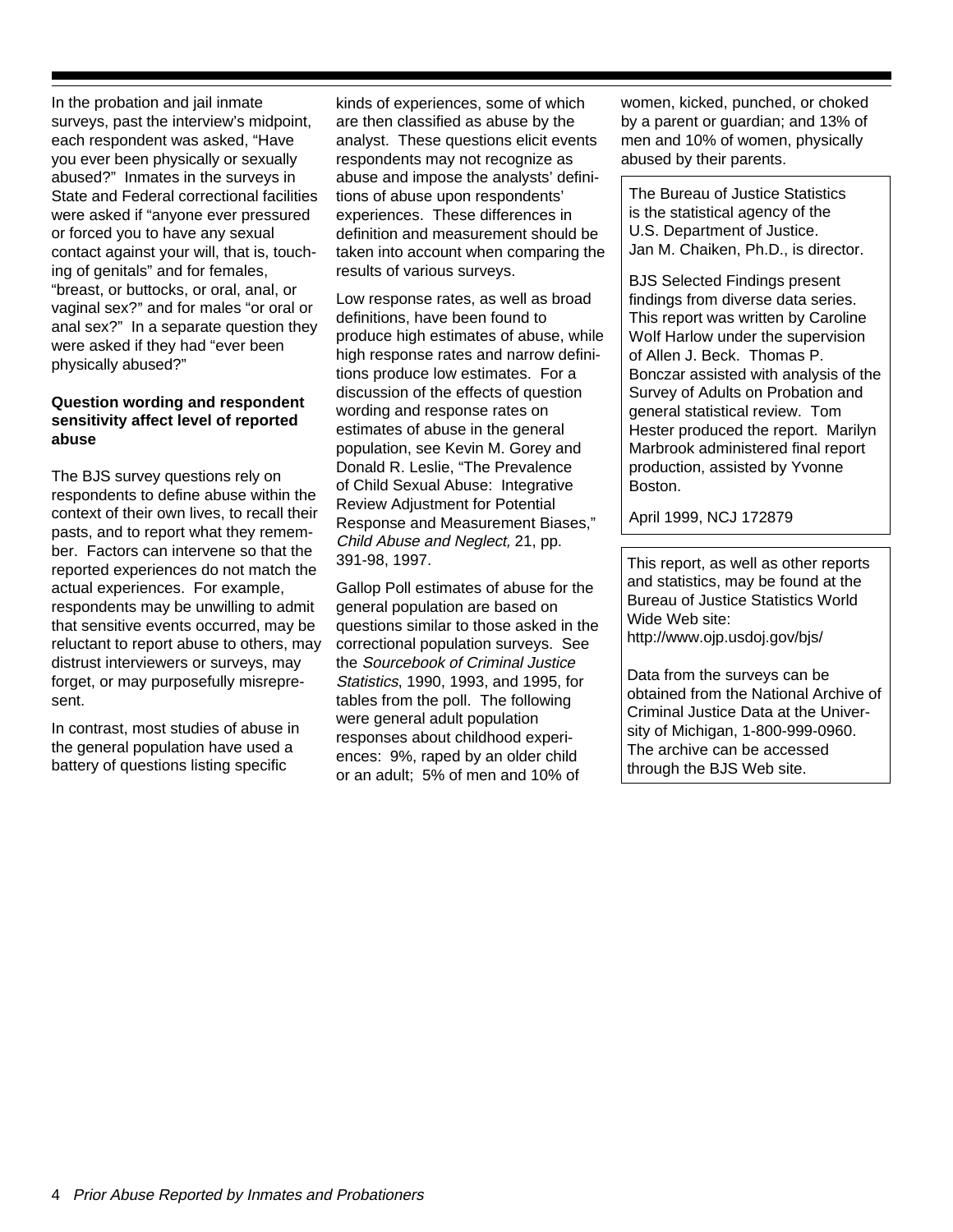In the probation and jail inmate surveys, past the interview's midpoint, each respondent was asked, "Have you ever been physically or sexually abused?" Inmates in the surveys in State and Federal correctional facilities were asked if "anyone ever pressured or forced you to have any sexual contact against your will, that is, touching of genitals" and for females, "breast, or buttocks, or oral, anal, or vaginal sex?" and for males "or oral or anal sex?" In a separate question they were asked if they had "ever been physically abused?"

**Question wording and respondent sensitivity affect level of reported abuse**

The BJS survey questions rely on respondents to define abuse within the context of their own lives, to recall their pasts, and to report what they remember. Factors can intervene so that the reported experiences do not match the actual experiences. For example, respondents may be unwilling to admit that sensitive events occurred, may be reluctant to report abuse to others, may distrust interviewers or surveys, may forget, or may purposefully misrepresent.

In contrast, most studies of abuse in the general population have used a battery of questions listing specific kinds of experiences, some of which are then classified as abuse by the analyst. These questions elicit events respondents may not recognize as abuse and impose the analysts' definitions of abuse upon respondents' experiences. These differences in definition and measurement should be taken into account when comparing the results of various surveys.

Low response rates, as well as broad definitions, have been found to produce high estimates of abuse, while high response rates and narrow definitions produce low estimates. For a discussion of the effects of question wording and response rates on estimates of abuse in the general population, see Kevin M. Gorey and Donald R. Leslie, "The Prevalence of Child Sexual Abuse: Integrative Review Adjustment for Potential Response and Measurement Biases," *Child Abuse and Neglect,* 21, pp. 391-98, 1997.

Gallop Poll estimates of abuse for the general population are based on questions similar to those asked in the correctional population surveys. See the *Sourcebook of Criminal Justice Statistics*, 1990, 1993, and 1995, for tables from the poll. The following were general adult population responses about childhood experiences: 9%, raped by an older child or an adult; 5% of men and 10% of women, kicked, punched, or choked by a parent or guardian; and 13% of men and 10% of women, physically abused by their parents.

The Bureau of Justice Statistics is the statistical agency of the U.S. Department of Justice. Jan M. Chaiken, Ph.D., is director.

BJS Selected Findings present findings from diverse data series. This report was written by Caroline Wolf Harlow under the supervision of Allen J. Beck. Thomas P. Bonczar assisted with analysis of the Survey of Adults on Probation and general statistical review. Tom Hester produced the report. Marilyn Marbrook administered final report production, assisted by Yvonne Boston.

April 1999, NCJ 172879

This report, as well as other reports and statistics, may be found at the Bureau of Justice Statistics World Wide Web site:
http://www.ojp.usdoj.gov/bjs/

Data from the surveys can be obtained from the National Archive of Criminal Justice Data at the University of Michigan, 1-800-999-0960. The archive can be accessed through the BJS Web site.